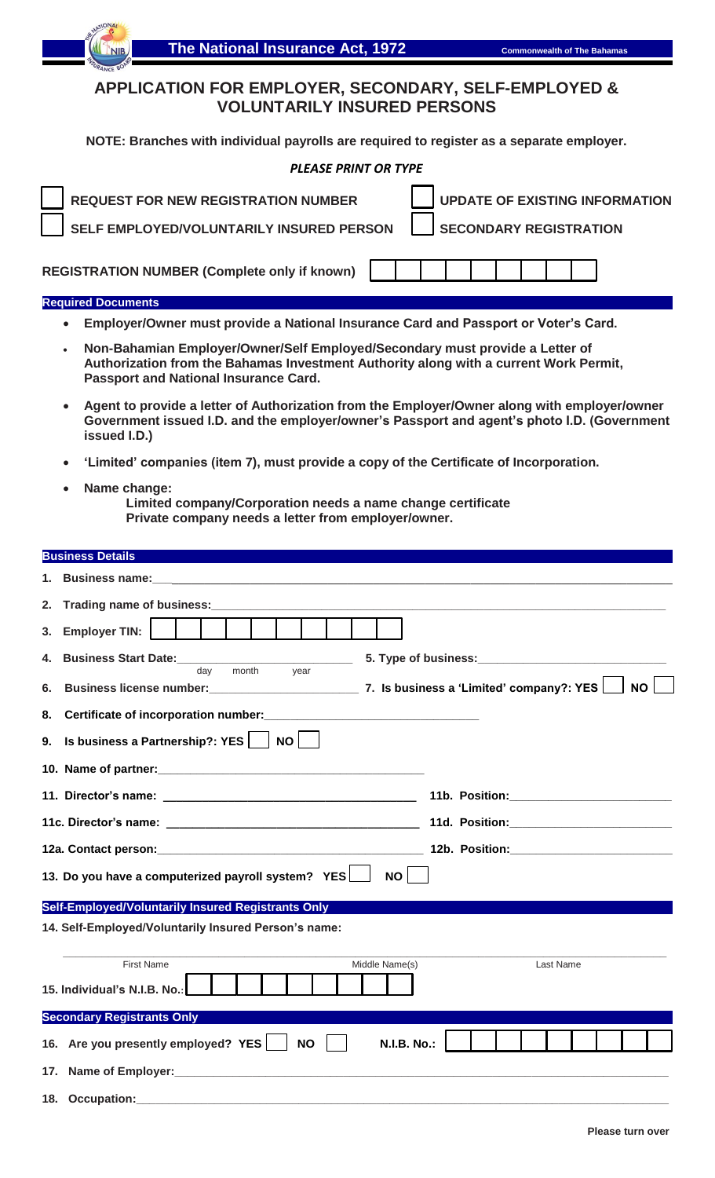**The National Insurance Act, 1972** **Commonwealth of The Bahamas**

# APPLICATION FOR EMPLOYER, SECONDARY, SELF-EMPLOYED & VOLUNTARILY INSURED PERSONS

**NOTE: Branches with individual payrolls are required to register as a separate employer.**

***PLEASE PRINT OR TYPE***

☐ **REQUEST FOR NEW REGISTRATION NUMBER** ☐ **UPDATE OF EXISTING INFORMATION**

☐ **SELF EMPLOYED/VOLUNTARILY INSURED PERSON** ☐ **SECONDARY REGISTRATION**

**REGISTRATION NUMBER (Complete only if known)** ☐☐☐☐☐☐☐☐☐

## Required Documents

- **Employer/Owner must provide a National Insurance Card and Passport or Voter's Card.**
- **Non-Bahamian Employer/Owner/Self Employed/Secondary must provide a Letter of Authorization from the Bahamas Investment Authority along with a current Work Permit, Passport and National Insurance Card.**
- **Agent to provide a letter of Authorization from the Employer/Owner along with employer/owner Government issued I.D. and the employer/owner's Passport and agent's photo I.D. (Government issued I.D.)**
- **'Limited' companies (item 7), must provide a copy of the Certificate of Incorporation.**
- **Name change:**
  **Limited company/Corporation needs a name change certificate**
  **Private company needs a letter from employer/owner.**

## Business Details

1. **Business name:**\_\_\_\_\_\_\_\_\_\_\_\_\_\_\_\_\_\_\_\_\_\_\_\_\_\_\_\_\_\_\_\_\_\_\_\_\_\_\_\_
2. **Trading name of business:**\_\_\_\_\_\_\_\_\_\_\_\_\_\_\_\_\_\_\_\_\_\_\_\_\_\_\_\_\_\_\_\_\_\_\_\_
3. **Employer TIN:** ☐☐☐☐☐☐☐☐☐☐☐☐
4. **Business Start Date:**\_\_\_\_\_\_\_\_\_\_\_\_\_\_\_\_ (day month year) **5. Type of business:**\_\_\_\_\_\_\_\_\_\_\_\_\_\_\_\_
6. **Business license number:**\_\_\_\_\_\_\_\_\_\_\_\_\_\_\_\_ **7. Is business a 'Limited' company?: YES** ☐ **NO** ☐
8. **Certificate of incorporation number:**\_\_\_\_\_\_\_\_\_\_\_\_\_\_\_\_\_\_\_\_\_\_\_\_
9. **Is business a Partnership?: YES** ☐ **NO** ☐
10. **Name of partner:**\_\_\_\_\_\_\_\_\_\_\_\_\_\_\_\_\_\_\_\_\_\_\_\_\_\_\_\_\_\_\_\_

**11. Director's name:** \_\_\_\_\_\_\_\_\_\_\_\_\_\_\_\_\_\_\_\_\_\_\_\_\_\_\_\_ **11b. Position:**\_\_\_\_\_\_\_\_\_\_\_\_\_\_\_\_\_\_

**11c. Director's name:** \_\_\_\_\_\_\_\_\_\_\_\_\_\_\_\_\_\_\_\_\_\_\_\_\_\_\_\_ **11d. Position:**\_\_\_\_\_\_\_\_\_\_\_\_\_\_\_\_\_\_

**12a. Contact person:**\_\_\_\_\_\_\_\_\_\_\_\_\_\_\_\_\_\_\_\_\_\_\_\_\_\_\_\_\_\_ **12b. Position:**\_\_\_\_\_\_\_\_\_\_\_\_\_\_\_\_\_\_

**13. Do you have a computerized payroll system? YES** ☐ **NO** ☐

## Self-Employed/Voluntarily Insured Registrants Only

**14. Self-Employed/Voluntarily Insured Person's name:**

\_\_\_\_\_\_\_\_\_\_\_\_\_\_\_\_\_\_\_\_\_\_\_\_\_\_\_\_\_\_\_\_\_\_\_\_\_\_\_\_\_\_\_\_\_\_\_\_\_\_\_\_\_\_\_\_
First Name Middle Name(s) Last Name

**15. Individual's N.I.B. No.:** ☐☐☐☐☐☐☐☐☐☐☐

## Secondary Registrants Only

**16. Are you presently employed? YES** ☐ **NO** ☐ **N.I.B. No.:** ☐☐☐☐☐☐☐☐☐☐☐

**17. Name of Employer:**\_\_\_\_\_\_\_\_\_\_\_\_\_\_\_\_\_\_\_\_\_\_\_\_\_\_\_\_\_\_\_\_\_\_\_\_\_\_\_\_

**18. Occupation:**\_\_\_\_\_\_\_\_\_\_\_\_\_\_\_\_\_\_\_\_\_\_\_\_\_\_\_\_\_\_\_\_\_\_\_\_\_\_\_\_\_\_\_\_

**Please turn over**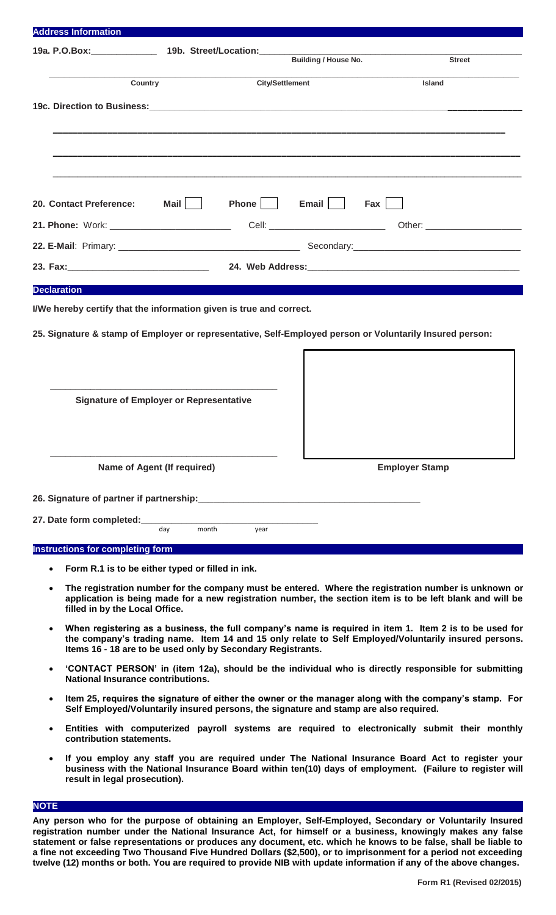## Address Information

**19a. P.O.Box:**\_\_\_\_\_\_\_\_\_\_\_\_ **19b. Street/Location:**\_\_\_\_\_\_\_\_\_\_\_\_\_\_\_\_\_\_\_\_\_\_\_\_

| | | |
|---|---|---|
| | **Building / House No.** | **Street** |
| **Country** | **City/Settlement** | **Island** |

**19c. Direction to Business:**\_\_\_\_\_\_\_\_\_\_\_\_\_\_\_\_\_\_\_\_\_\_\_\_\_\_\_\_\_\_\_\_\_\_\_\_\_\_\_\_\_\_\_\_

\_\_\_\_\_\_\_\_\_\_\_\_\_\_\_\_\_\_\_\_\_\_\_\_\_\_\_\_\_\_\_\_\_\_\_\_\_\_\_\_\_\_\_\_\_\_\_\_\_\_\_\_\_\_\_\_\_\_\_\_

\_\_\_\_\_\_\_\_\_\_\_\_\_\_\_\_\_\_\_\_\_\_\_\_\_\_\_\_\_\_\_\_\_\_\_\_\_\_\_\_\_\_\_\_\_\_\_\_\_\_\_\_\_\_\_\_\_\_\_\_

\_\_\_\_\_\_\_\_\_\_\_\_\_\_\_\_\_\_\_\_\_\_\_\_\_\_\_\_\_\_\_\_\_\_\_\_\_\_\_\_\_\_\_\_\_\_\_\_\_\_\_\_\_\_\_\_\_\_\_\_

**20. Contact Preference:** **Mail** ☐ **Phone** ☐ **Email** ☐ **Fax** ☐

**21. Phone:** Work: \_\_\_\_\_\_\_\_\_\_\_\_\_\_\_\_\_\_\_\_ Cell: \_\_\_\_\_\_\_\_\_\_\_\_\_\_\_\_\_\_\_\_ Other: \_\_\_\_\_\_\_\_\_\_\_\_\_\_\_\_

**22. E-Mail**: Primary: \_\_\_\_\_\_\_\_\_\_\_\_\_\_\_\_\_\_\_\_\_\_\_\_\_\_\_\_ Secondary:\_\_\_\_\_\_\_\_\_\_\_\_\_\_\_\_\_\_\_\_\_\_\_\_\_\_\_\_

**23. Fax:**\_\_\_\_\_\_\_\_\_\_\_\_\_\_\_\_\_\_\_\_\_\_\_\_ **24. Web Address:**\_\_\_\_\_\_\_\_\_\_\_\_\_\_\_\_\_\_\_\_\_\_\_\_\_\_\_\_\_\_\_\_\_\_

## Declaration

**I/We hereby certify that the information given is true and correct.**

**25. Signature & stamp of Employer or representative, Self-Employed person or Voluntarily Insured person:**

\_\_\_\_\_\_\_\_\_\_\_\_\_\_\_\_\_\_\_\_\_\_\_\_\_\_\_\_\_\_\_\_\_\_\_\_\_\_\_\_

**Signature of Employer or Representative**

\_\_\_\_\_\_\_\_\_\_\_\_\_\_\_\_\_\_\_\_\_\_\_\_\_\_\_\_\_\_\_\_\_\_\_\_\_\_\_\_

**Name of Agent (If required)**

**Employer Stamp**

**26. Signature of partner if partnership:**\_\_\_\_\_\_\_\_\_\_\_\_\_\_\_\_\_\_\_\_\_\_\_\_\_\_\_\_\_\_\_\_\_\_\_\_\_\_\_\_

**27. Date form completed:**\_\_\_\_\_\_\_\_\_\_\_\_\_\_\_\_\_\_\_\_\_\_\_\_\_\_\_\_\_\_\_\_
day month year

## Instructions for completing form

- **Form R.1 is to be either typed or filled in ink.**
- **The registration number for the company must be entered. Where the registration number is unknown or application is being made for a new registration number, the section item is to be left blank and will be filled in by the Local Office.**
- **When registering as a business, the full company's name is required in item 1. Item 2 is to be used for the company's trading name. Item 14 and 15 only relate to Self Employed/Voluntarily insured persons. Items 16 - 18 are to be used only by Secondary Registrants.**
- **'CONTACT PERSON' in (item 12a), should be the individual who is directly responsible for submitting National Insurance contributions.**
- **Item 25, requires the signature of either the owner or the manager along with the company's stamp. For Self Employed/Voluntarily insured persons, the signature and stamp are also required.**
- **Entities with computerized payroll systems are required to electronically submit their monthly contribution statements.**
- **If you employ any staff you are required under The National Insurance Board Act to register your business with the National Insurance Board within ten(10) days of employment. (Failure to register will result in legal prosecution).**

## NOTE

**Any person who for the purpose of obtaining an Employer, Self-Employed, Secondary or Voluntarily Insured registration number under the National Insurance Act, for himself or a business, knowingly makes any false statement or false representations or produces any document, etc. which he knows to be false, shall be liable to a fine not exceeding Two Thousand Five Hundred Dollars ($2,500), or to imprisonment for a period not exceeding twelve (12) months or both. You are required to provide NIB with update information if any of the above changes.**

**Form R1 (Revised 02/2015)**